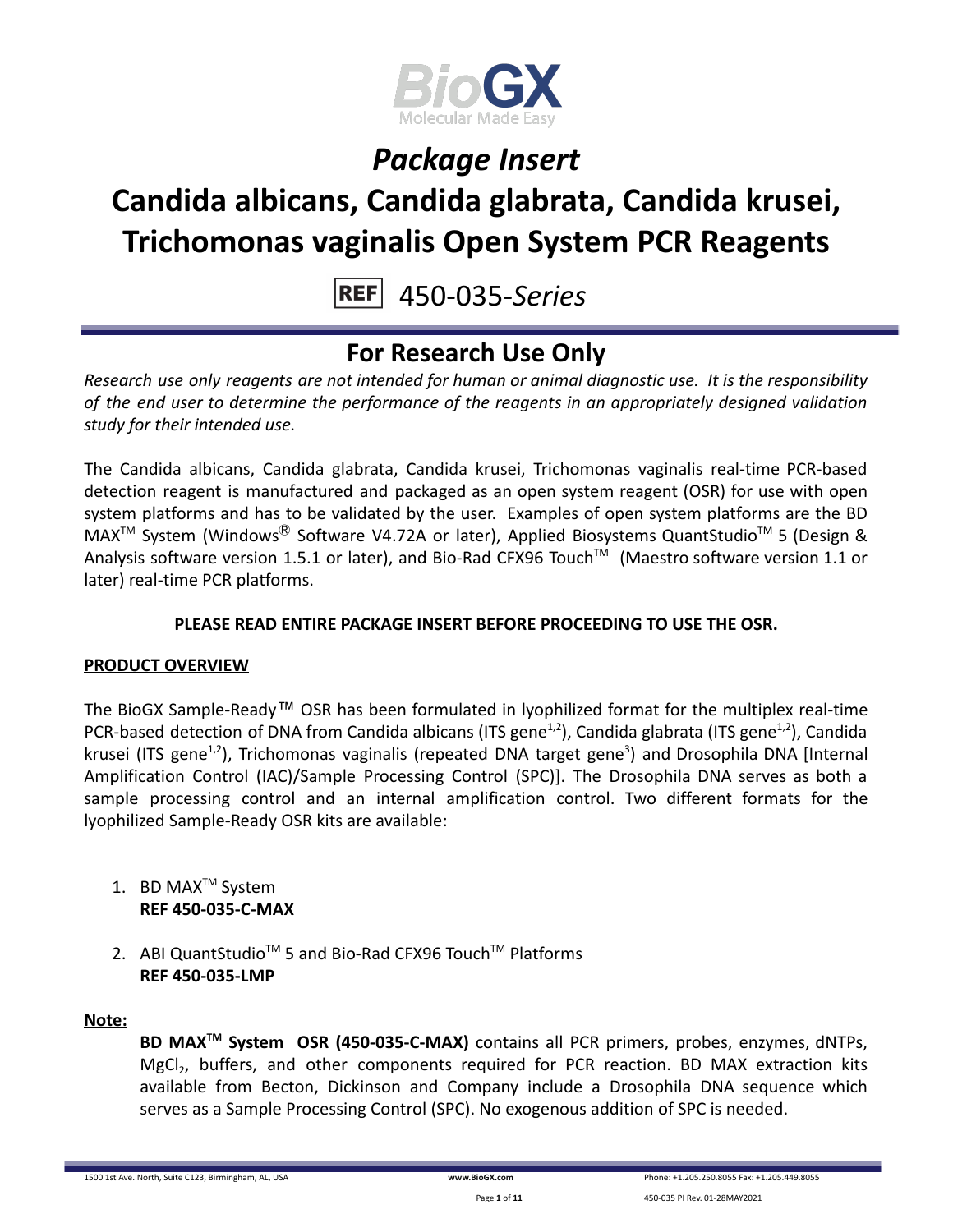BioGX
Molecular Made Easy

# *Package Insert*

# Candida albicans, Candida glabrata, Candida krusei, Trichomonas vaginalis Open System PCR Reagents

REF 450-035-*Series*

## For Research Use Only

*Research use only reagents are not intended for human or animal diagnostic use. It is the responsibility of the end user to determine the performance of the reagents in an appropriately designed validation study for their intended use.*

The Candida albicans, Candida glabrata, Candida krusei, Trichomonas vaginalis real-time PCR-based detection reagent is manufactured and packaged as an open system reagent (OSR) for use with open system platforms and has to be validated by the user. Examples of open system platforms are the BD MAX™ System (Windows® Software V4.72A or later), Applied Biosystems QuantStudio™ 5 (Design & Analysis software version 1.5.1 or later), and Bio-Rad CFX96 Touch™ (Maestro software version 1.1 or later) real-time PCR platforms.

**PLEASE READ ENTIRE PACKAGE INSERT BEFORE PROCEEDING TO USE THE OSR.**

**PRODUCT OVERVIEW**

The BioGX Sample-Ready™ OSR has been formulated in lyophilized format for the multiplex real-time PCR-based detection of DNA from Candida albicans (ITS gene[1,2]), Candida glabrata (ITS gene[1,2]), Candida krusei (ITS gene[1,2]), Trichomonas vaginalis (repeated DNA target gene[3]) and Drosophila DNA [Internal Amplification Control (IAC)/Sample Processing Control (SPC)]. The Drosophila DNA serves as both a sample processing control and an internal amplification control. Two different formats for the lyophilized Sample-Ready OSR kits are available:

1. BD MAX™ System
   **REF 450-035-C-MAX**

2. ABI QuantStudio™ 5 and Bio-Rad CFX96 Touch™ Platforms
   **REF 450-035-LMP**

**Note:**

**BD MAX™ System OSR (450-035-C-MAX)** contains all PCR primers, probes, enzymes, dNTPs, $MgCl_2$, buffers, and other components required for PCR reaction. BD MAX extraction kits available from Becton, Dickinson and Company include a Drosophila DNA sequence which serves as a Sample Processing Control (SPC). No exogenous addition of SPC is needed.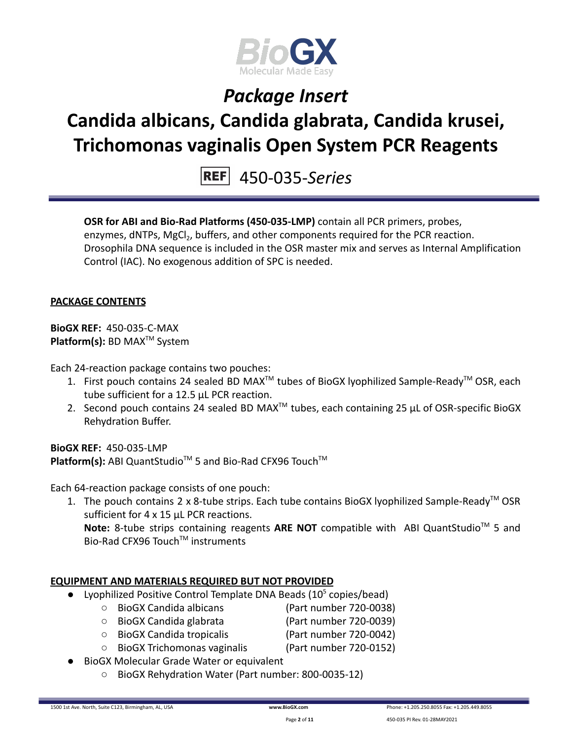# *Package Insert*

# Candida albicans, Candida glabrata, Candida krusei, Trichomonas vaginalis Open System PCR Reagents

REF 450-035-*Series*

**OSR for ABI and Bio-Rad Platforms (450-035-LMP)** contain all PCR primers, probes, enzymes, dNTPs, $MgCl_2$, buffers, and other components required for the PCR reaction. Drosophila DNA sequence is included in the OSR master mix and serves as Internal Amplification Control (IAC). No exogenous addition of SPC is needed.

## PACKAGE CONTENTS

**BioGX REF:** 450-035-C-MAX
**Platform(s):** BD MAX™ System

Each 24-reaction package contains two pouches:

1. First pouch contains 24 sealed BD MAX™ tubes of BioGX lyophilized Sample-Ready™ OSR, each tube sufficient for a 12.5 µL PCR reaction.
2. Second pouch contains 24 sealed BD MAX™ tubes, each containing 25 µL of OSR-specific BioGX Rehydration Buffer.

**BioGX REF:** 450-035-LMP
**Platform(s):** ABI QuantStudio™ 5 and Bio-Rad CFX96 Touch™

Each 64-reaction package consists of one pouch:

1. The pouch contains 2 x 8-tube strips. Each tube contains BioGX lyophilized Sample-Ready™ OSR sufficient for 4 x 15 µL PCR reactions.
   **Note:** 8-tube strips containing reagents **ARE NOT** compatible with ABI QuantStudio™ 5 and Bio-Rad CFX96 Touch™ instruments

## EQUIPMENT AND MATERIALS REQUIRED BUT NOT PROVIDED

- Lyophilized Positive Control Template DNA Beads ($10^5$ copies/bead)
  - BioGX Candida albicans (Part number 720-0038)
  - BioGX Candida glabrata (Part number 720-0039)
  - BioGX Candida tropicalis (Part number 720-0042)
  - BioGX Trichomonas vaginalis (Part number 720-0152)
- BioGX Molecular Grade Water or equivalent
  - BioGX Rehydration Water (Part number: 800-0035-12)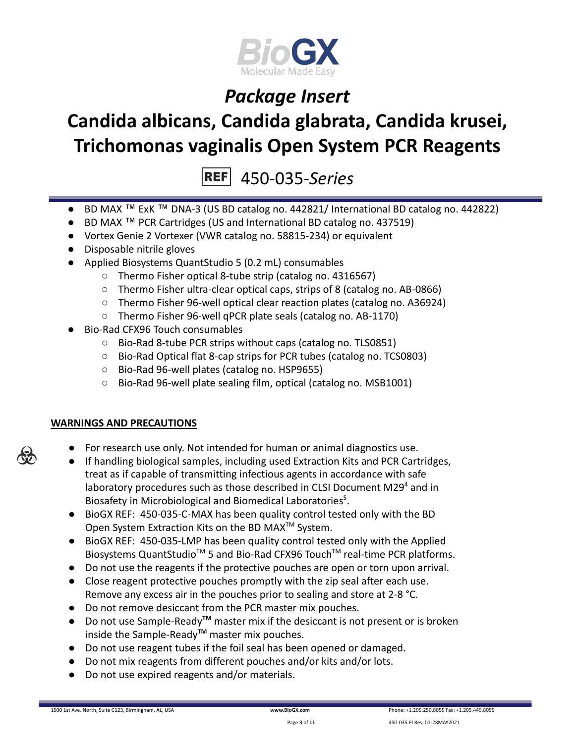# Package Insert

# Candida albicans, Candida glabrata, Candida krusei, Trichomonas vaginalis Open System PCR Reagents

REF 450-035-*Series*

- BD MAX ™ ExK ™ DNA-3 (US BD catalog no. 442821/ International BD catalog no. 442822)
- BD MAX ™ PCR Cartridges (US and International BD catalog no. 437519)
- Vortex Genie 2 Vortexer (VWR catalog no. 58815-234) or equivalent
- Disposable nitrile gloves
- Applied Biosystems QuantStudio 5 (0.2 mL) consumables
  - Thermo Fisher optical 8-tube strip (catalog no. 4316567)
  - Thermo Fisher ultra-clear optical caps, strips of 8 (catalog no. AB-0866)
  - Thermo Fisher 96-well optical clear reaction plates (catalog no. A36924)
  - Thermo Fisher 96-well qPCR plate seals (catalog no. AB-1170)
- Bio-Rad CFX96 Touch consumables
  - Bio-Rad 8-tube PCR strips without caps (catalog no. TLS0851)
  - Bio-Rad Optical flat 8-cap strips for PCR tubes (catalog no. TCS0803)
  - Bio-Rad 96-well plates (catalog no. HSP9655)
  - Bio-Rad 96-well plate sealing film, optical (catalog no. MSB1001)

## WARNINGS AND PRECAUTIONS

- For research use only. Not intended for human or animal diagnostics use.
- If handling biological samples, including used Extraction Kits and PCR Cartridges, treat as if capable of transmitting infectious agents in accordance with safe laboratory procedures such as those described in CLSI Document M29[4] and in Biosafety in Microbiological and Biomedical Laboratories[5].
- BioGX REF: 450-035-C-MAX has been quality control tested only with the BD Open System Extraction Kits on the BD MAX™ System.
- BioGX REF: 450-035-LMP has been quality control tested only with the Applied Biosystems QuantStudio™ 5 and Bio-Rad CFX96 Touch™ real-time PCR platforms.
- Do not use the reagents if the protective pouches are open or torn upon arrival.
- Close reagent protective pouches promptly with the zip seal after each use. Remove any excess air in the pouches prior to sealing and store at 2-8 °C.
- Do not remove desiccant from the PCR master mix pouches.
- Do not use Sample-Ready**™** master mix if the desiccant is not present or is broken inside the Sample-Ready**™** master mix pouches.
- Do not use reagent tubes if the foil seal has been opened or damaged.
- Do not mix reagents from different pouches and/or kits and/or lots.
- Do not use expired reagents and/or materials.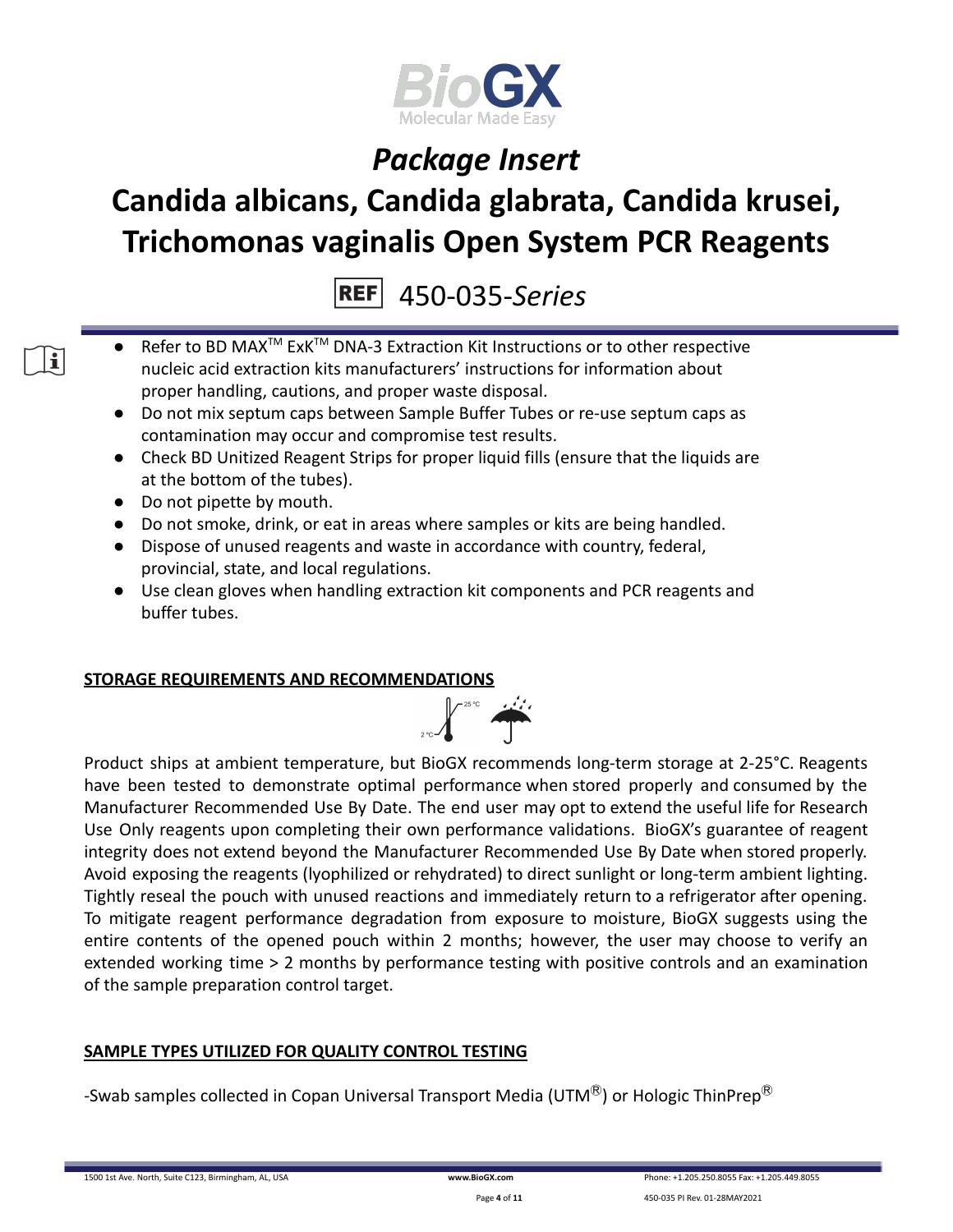- Refer to BD MAX™ ExK™ DNA-3 Extraction Kit Instructions or to other respective nucleic acid extraction kits manufacturers' instructions for information about proper handling, cautions, and proper waste disposal.
- Do not mix septum caps between Sample Buffer Tubes or re-use septum caps as contamination may occur and compromise test results.
- Check BD Unitized Reagent Strips for proper liquid fills (ensure that the liquids are at the bottom of the tubes).
- Do not pipette by mouth.
- Do not smoke, drink, or eat in areas where samples or kits are being handled.
- Dispose of unused reagents and waste in accordance with country, federal, provincial, state, and local regulations.
- Use clean gloves when handling extraction kit components and PCR reagents and buffer tubes.

## STORAGE REQUIREMENTS AND RECOMMENDATIONS

Product ships at ambient temperature, but BioGX recommends long-term storage at 2-25°C. Reagents have been tested to demonstrate optimal performance when stored properly and consumed by the Manufacturer Recommended Use By Date. The end user may opt to extend the useful life for Research Use Only reagents upon completing their own performance validations. BioGX's guarantee of reagent integrity does not extend beyond the Manufacturer Recommended Use By Date when stored properly. Avoid exposing the reagents (lyophilized or rehydrated) to direct sunlight or long-term ambient lighting. Tightly reseal the pouch with unused reactions and immediately return to a refrigerator after opening. To mitigate reagent performance degradation from exposure to moisture, BioGX suggests using the entire contents of the opened pouch within 2 months; however, the user may choose to verify an extended working time > 2 months by performance testing with positive controls and an examination of the sample preparation control target.

## SAMPLE TYPES UTILIZED FOR QUALITY CONTROL TESTING

-Swab samples collected in Copan Universal Transport Media (UTM®) or Hologic ThinPrep®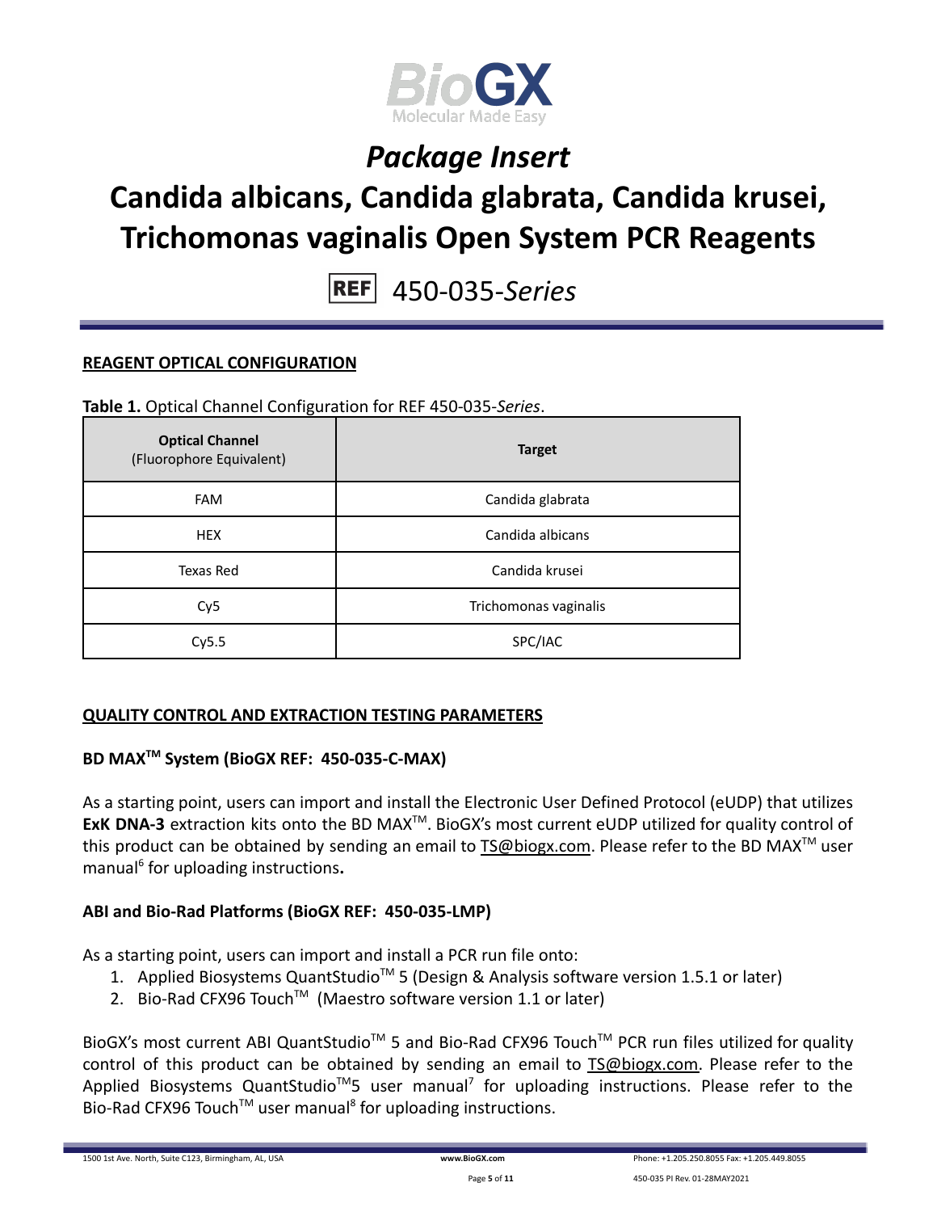# Package Insert

# Candida albicans, Candida glabrata, Candida krusei, Trichomonas vaginalis Open System PCR Reagents

REF 450-035-*Series*

## REAGENT OPTICAL CONFIGURATION

**Table 1.** Optical Channel Configuration for REF 450-035-*Series*.

| **Optical Channel** (Fluorophore Equivalent) | **Target** |
|---|---|
| FAM | Candida glabrata |
| HEX | Candida albicans |
| Texas Red | Candida krusei |
| Cy5 | Trichomonas vaginalis |
| Cy5.5 | SPC/IAC |

## QUALITY CONTROL AND EXTRACTION TESTING PARAMETERS

### BD MAX™ System (BioGX REF: 450-035-C-MAX)

As a starting point, users can import and install the Electronic User Defined Protocol (eUDP) that utilizes **ExK DNA-3** extraction kits onto the BD MAX™. BioGX's most current eUDP utilized for quality control of this product can be obtained by sending an email to TS@biogx.com. Please refer to the BD MAX™ user manual[6] for uploading instructions**.**

### ABI and Bio-Rad Platforms (BioGX REF: 450-035-LMP)

As a starting point, users can import and install a PCR run file onto:

1. Applied Biosystems QuantStudio™ 5 (Design & Analysis software version 1.5.1 or later)
2. Bio-Rad CFX96 Touch™ (Maestro software version 1.1 or later)

BioGX's most current ABI QuantStudio™ 5 and Bio-Rad CFX96 Touch™ PCR run files utilized for quality control of this product can be obtained by sending an email to TS@biogx.com. Please refer to the Applied Biosystems QuantStudio™5 user manual[7] for uploading instructions. Please refer to the Bio-Rad CFX96 Touch™ user manual[8] for uploading instructions.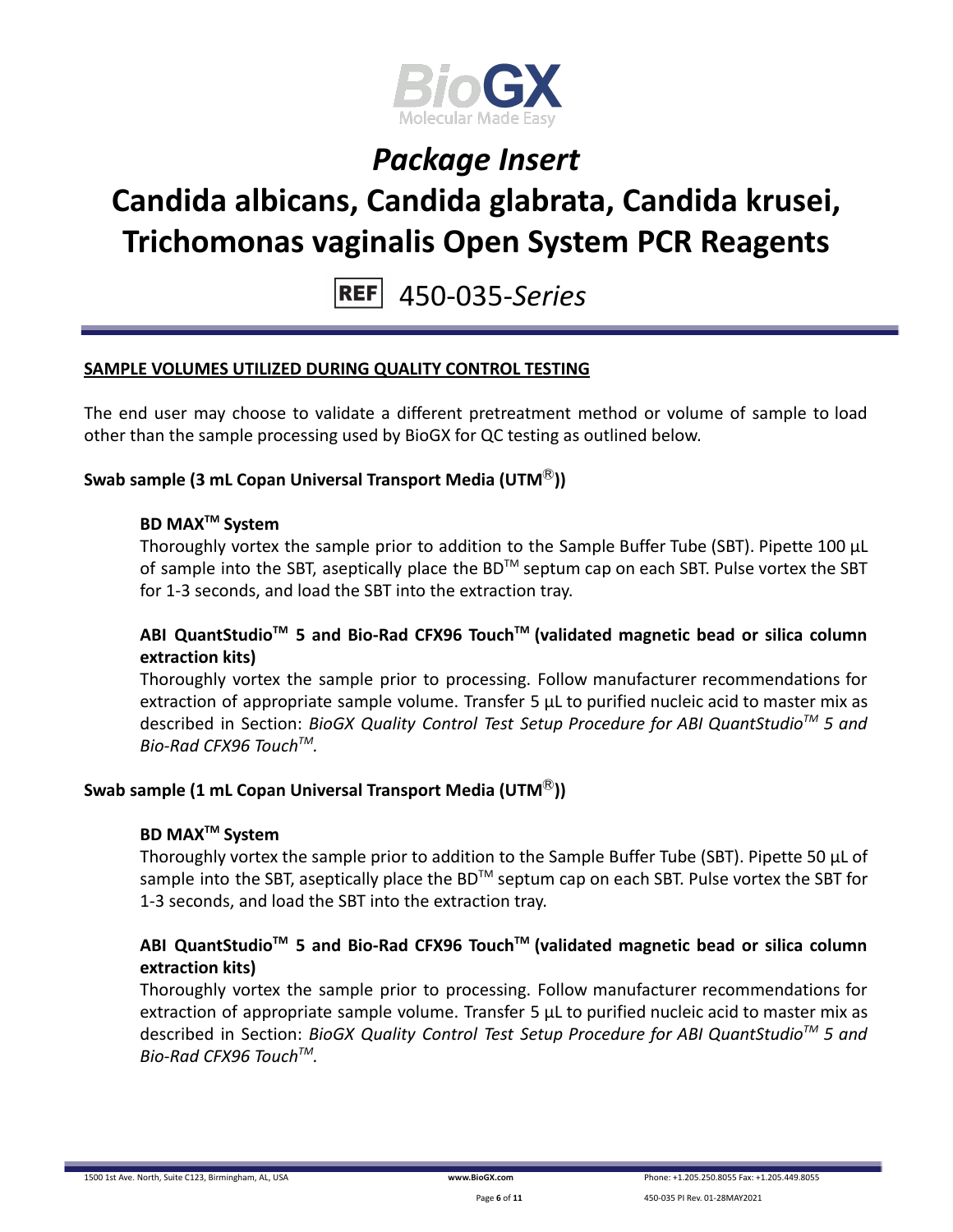**SAMPLE VOLUMES UTILIZED DURING QUALITY CONTROL TESTING**

The end user may choose to validate a different pretreatment method or volume of sample to load other than the sample processing used by BioGX for QC testing as outlined below.

**Swab sample (3 mL Copan Universal Transport Media (UTM®))**

**BD MAX™ System**

Thoroughly vortex the sample prior to addition to the Sample Buffer Tube (SBT). Pipette 100 µL of sample into the SBT, aseptically place the BD™ septum cap on each SBT. Pulse vortex the SBT for 1-3 seconds, and load the SBT into the extraction tray.

**ABI QuantStudio™ 5 and Bio-Rad CFX96 Touch™ (validated magnetic bead or silica column extraction kits)**

Thoroughly vortex the sample prior to processing. Follow manufacturer recommendations for extraction of appropriate sample volume. Transfer 5 µL to purified nucleic acid to master mix as described in Section: *BioGX Quality Control Test Setup Procedure for ABI QuantStudio™ 5 and Bio-Rad CFX96 Touch™.*

**Swab sample (1 mL Copan Universal Transport Media (UTM®))**

**BD MAX™ System**

Thoroughly vortex the sample prior to addition to the Sample Buffer Tube (SBT). Pipette 50 µL of sample into the SBT, aseptically place the BD™ septum cap on each SBT. Pulse vortex the SBT for 1-3 seconds, and load the SBT into the extraction tray.

**ABI QuantStudio™ 5 and Bio-Rad CFX96 Touch™ (validated magnetic bead or silica column extraction kits)**

Thoroughly vortex the sample prior to processing. Follow manufacturer recommendations for extraction of appropriate sample volume. Transfer 5 µL to purified nucleic acid to master mix as described in Section: *BioGX Quality Control Test Setup Procedure for ABI QuantStudio™ 5 and Bio-Rad CFX96 Touch™.*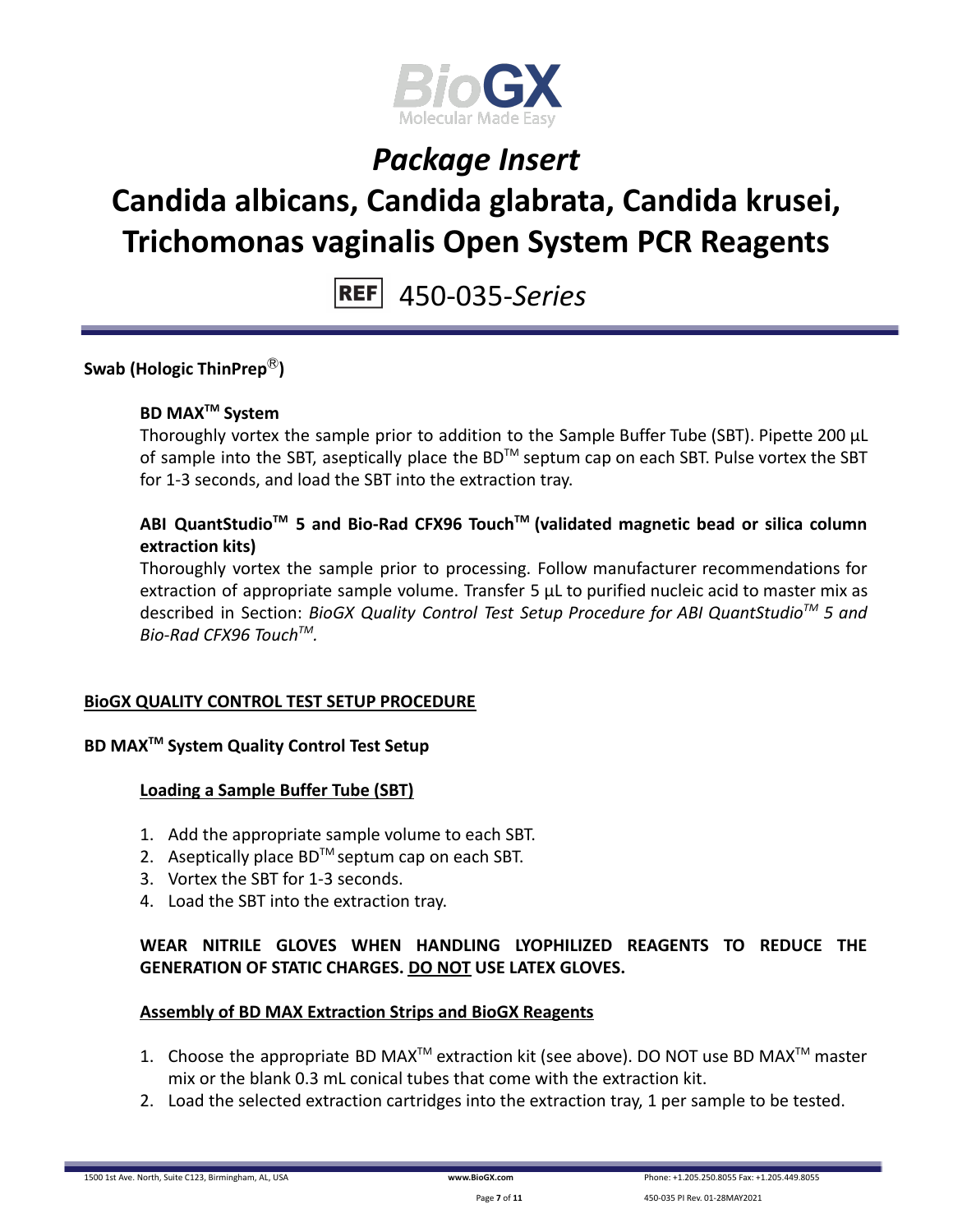**Swab (Hologic ThinPrep®)**

**BD MAX™ System**

Thoroughly vortex the sample prior to addition to the Sample Buffer Tube (SBT). Pipette 200 µL of sample into the SBT, aseptically place the BD™ septum cap on each SBT. Pulse vortex the SBT for 1-3 seconds, and load the SBT into the extraction tray.

**ABI QuantStudio™ 5 and Bio-Rad CFX96 Touch™ (validated magnetic bead or silica column extraction kits)**

Thoroughly vortex the sample prior to processing. Follow manufacturer recommendations for extraction of appropriate sample volume. Transfer 5 µL to purified nucleic acid to master mix as described in Section: *BioGX Quality Control Test Setup Procedure for ABI QuantStudio™ 5 and Bio-Rad CFX96 Touch™.*

## BioGX QUALITY CONTROL TEST SETUP PROCEDURE

### BD MAX™ System Quality Control Test Setup

#### Loading a Sample Buffer Tube (SBT)

1. Add the appropriate sample volume to each SBT.
2. Aseptically place BD™ septum cap on each SBT.
3. Vortex the SBT for 1-3 seconds.
4. Load the SBT into the extraction tray.

**WEAR NITRILE GLOVES WHEN HANDLING LYOPHILIZED REAGENTS TO REDUCE THE GENERATION OF STATIC CHARGES. DO NOT USE LATEX GLOVES.**

#### Assembly of BD MAX Extraction Strips and BioGX Reagents

1. Choose the appropriate BD MAX™ extraction kit (see above). DO NOT use BD MAX™ master mix or the blank 0.3 mL conical tubes that come with the extraction kit.
2. Load the selected extraction cartridges into the extraction tray, 1 per sample to be tested.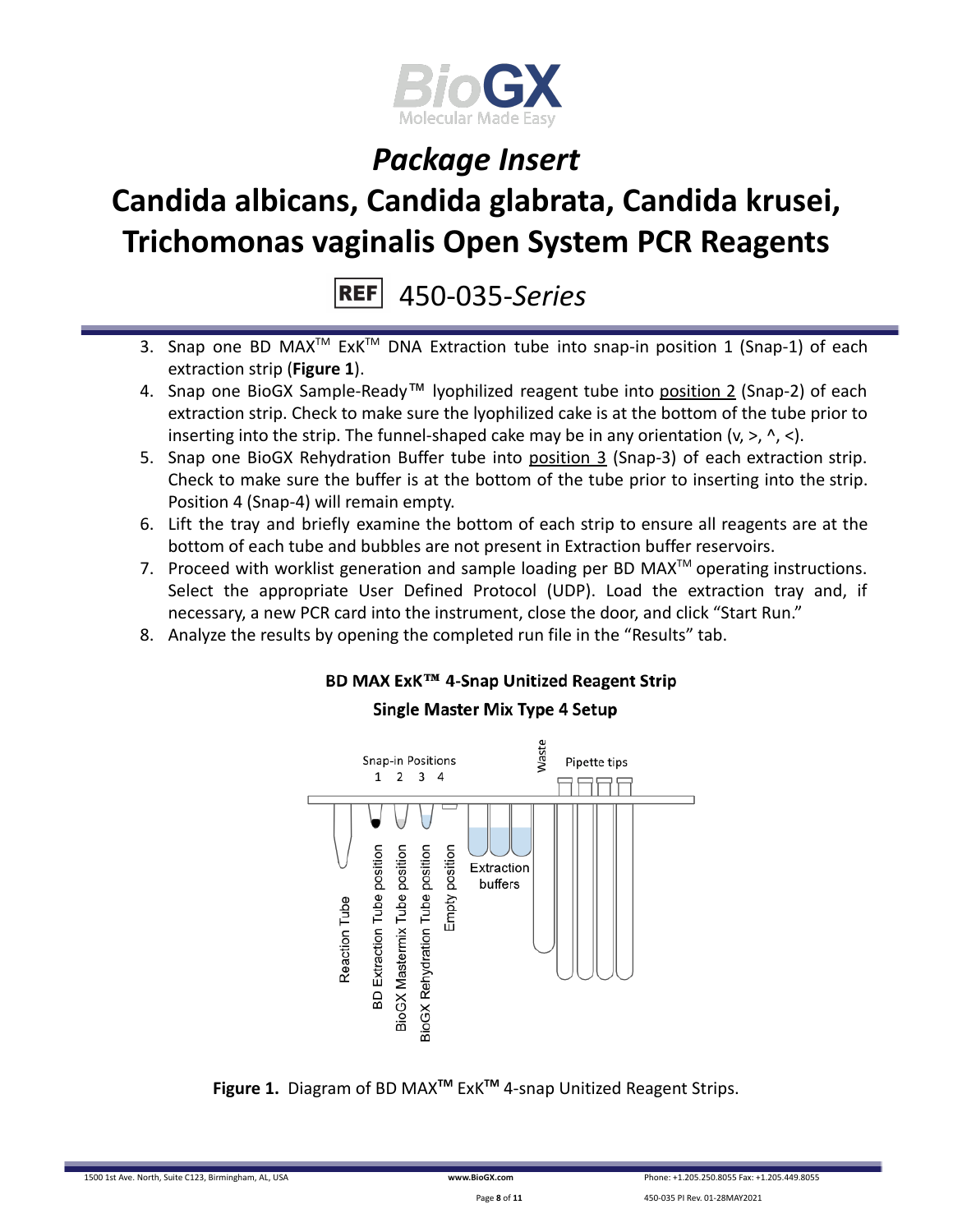3. Snap one BD MAX™ ExK™ DNA Extraction tube into snap-in position 1 (Snap-1) of each extraction strip (**Figure 1**).
4. Snap one BioGX Sample-Ready™ lyophilized reagent tube into position 2 (Snap-2) of each extraction strip. Check to make sure the lyophilized cake is at the bottom of the tube prior to inserting into the strip. The funnel-shaped cake may be in any orientation (v, >, ^, <).
5. Snap one BioGX Rehydration Buffer tube into position 3 (Snap-3) of each extraction strip. Check to make sure the buffer is at the bottom of the tube prior to inserting into the strip. Position 4 (Snap-4) will remain empty.
6. Lift the tray and briefly examine the bottom of each strip to ensure all reagents are at the bottom of each tube and bubbles are not present in Extraction buffer reservoirs.
7. Proceed with worklist generation and sample loading per BD MAX™ operating instructions. Select the appropriate User Defined Protocol (UDP). Load the extraction tray and, if necessary, a new PCR card into the instrument, close the door, and click "Start Run."
8. Analyze the results by opening the completed run file in the "Results" tab.

**BD MAX ExK™ 4-Snap Unitized Reagent Strip**

**Single Master Mix Type 4 Setup**

Snap-in Positions 1 2 3 4 | Waste | Pipette tips | Reaction Tube | BD Extraction Tube position | BioGX Mastermix Tube position | BioGX Rehydration Tube position | Empty position | Extraction buffers

**Figure 1.** Diagram of BD MAX™ ExK™ 4-snap Unitized Reagent Strips.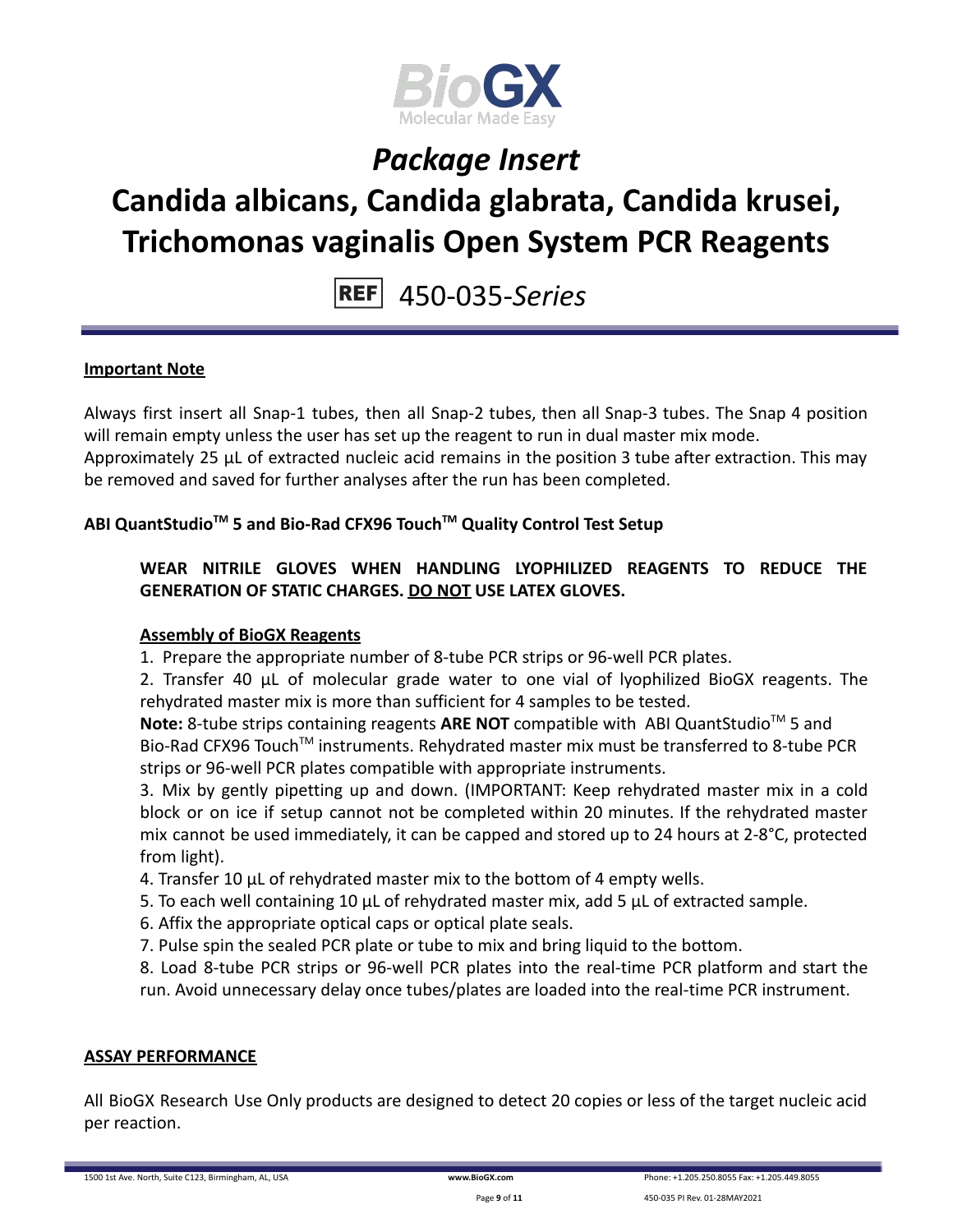# Package Insert

# Candida albicans, Candida glabrata, Candida krusei, Trichomonas vaginalis Open System PCR Reagents

REF 450-035-*Series*

## Important Note

Always first insert all Snap-1 tubes, then all Snap-2 tubes, then all Snap-3 tubes. The Snap 4 position will remain empty unless the user has set up the reagent to run in dual master mix mode.
Approximately 25 µL of extracted nucleic acid remains in the position 3 tube after extraction. This may be removed and saved for further analyses after the run has been completed.

### ABI QuantStudio™ 5 and Bio-Rad CFX96 Touch™ Quality Control Test Setup

**WEAR NITRILE GLOVES WHEN HANDLING LYOPHILIZED REAGENTS TO REDUCE THE GENERATION OF STATIC CHARGES. DO NOT USE LATEX GLOVES.**

**Assembly of BioGX Reagents**

1. Prepare the appropriate number of 8-tube PCR strips or 96-well PCR plates.
2. Transfer 40 µL of molecular grade water to one vial of lyophilized BioGX reagents. The rehydrated master mix is more than sufficient for 4 samples to be tested.
   **Note:** 8-tube strips containing reagents **ARE NOT** compatible with ABI QuantStudio™ 5 and Bio-Rad CFX96 Touch™ instruments. Rehydrated master mix must be transferred to 8-tube PCR strips or 96-well PCR plates compatible with appropriate instruments.
3. Mix by gently pipetting up and down. (IMPORTANT: Keep rehydrated master mix in a cold block or on ice if setup cannot not be completed within 20 minutes. If the rehydrated master mix cannot be used immediately, it can be capped and stored up to 24 hours at 2-8°C, protected from light).
4. Transfer 10 µL of rehydrated master mix to the bottom of 4 empty wells.
5. To each well containing 10 µL of rehydrated master mix, add 5 µL of extracted sample.
6. Affix the appropriate optical caps or optical plate seals.
7. Pulse spin the sealed PCR plate or tube to mix and bring liquid to the bottom.
8. Load 8-tube PCR strips or 96-well PCR plates into the real-time PCR platform and start the run. Avoid unnecessary delay once tubes/plates are loaded into the real-time PCR instrument.

## ASSAY PERFORMANCE

All BioGX Research Use Only products are designed to detect 20 copies or less of the target nucleic acid per reaction.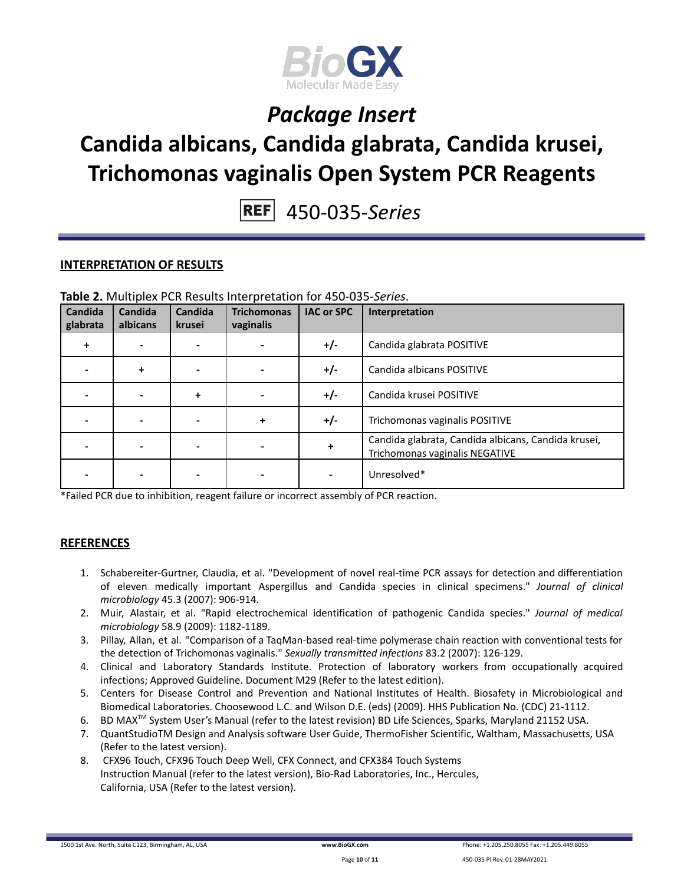# Package Insert

# Candida albicans, Candida glabrata, Candida krusei, Trichomonas vaginalis Open System PCR Reagents

REF 450-035-*Series*

## INTERPRETATION OF RESULTS

**Table 2.** Multiplex PCR Results Interpretation for 450-035-*Series*.

| Candida glabrata | Candida albicans | Candida krusei | Trichomonas vaginalis | IAC or SPC | Interpretation |
|---|---|---|---|---|---|
| + | - | - | - | +/- | Candida glabrata POSITIVE |
| - | + | - | - | +/- | Candida albicans POSITIVE |
| - | - | + | - | +/- | Candida krusei POSITIVE |
| - | - | - | + | +/- | Trichomonas vaginalis POSITIVE |
| - | - | - | - | + | Candida glabrata, Candida albicans, Candida krusei, Trichomonas vaginalis NEGATIVE |
| - | - | - | - | - | Unresolved* |

*Failed PCR due to inhibition, reagent failure or incorrect assembly of PCR reaction.

## REFERENCES

1. Schabereiter-Gurtner, Claudia, et al. "Development of novel real-time PCR assays for detection and differentiation of eleven medically important Aspergillus and Candida species in clinical specimens." *Journal of clinical microbiology* 45.3 (2007): 906-914.
2. Muir, Alastair, et al. "Rapid electrochemical identification of pathogenic Candida species." *Journal of medical microbiology* 58.9 (2009): 1182-1189.
3. Pillay, Allan, et al. "Comparison of a TaqMan-based real-time polymerase chain reaction with conventional tests for the detection of Trichomonas vaginalis." *Sexually transmitted infections* 83.2 (2007): 126-129.
4. Clinical and Laboratory Standards Institute. Protection of laboratory workers from occupationally acquired infections; Approved Guideline. Document M29 (Refer to the latest edition).
5. Centers for Disease Control and Prevention and National Institutes of Health. Biosafety in Microbiological and Biomedical Laboratories. Choosewood L.C. and Wilson D.E. (eds) (2009). HHS Publication No. (CDC) 21-1112.
6. BD MAX™ System User's Manual (refer to the latest revision) BD Life Sciences, Sparks, Maryland 21152 USA.
7. QuantStudioTM Design and Analysis software User Guide, ThermoFisher Scientific, Waltham, Massachusetts, USA (Refer to the latest version).
8. CFX96 Touch, CFX96 Touch Deep Well, CFX Connect, and CFX384 Touch Systems Instruction Manual (refer to the latest version), Bio-Rad Laboratories, Inc., Hercules, California, USA (Refer to the latest version).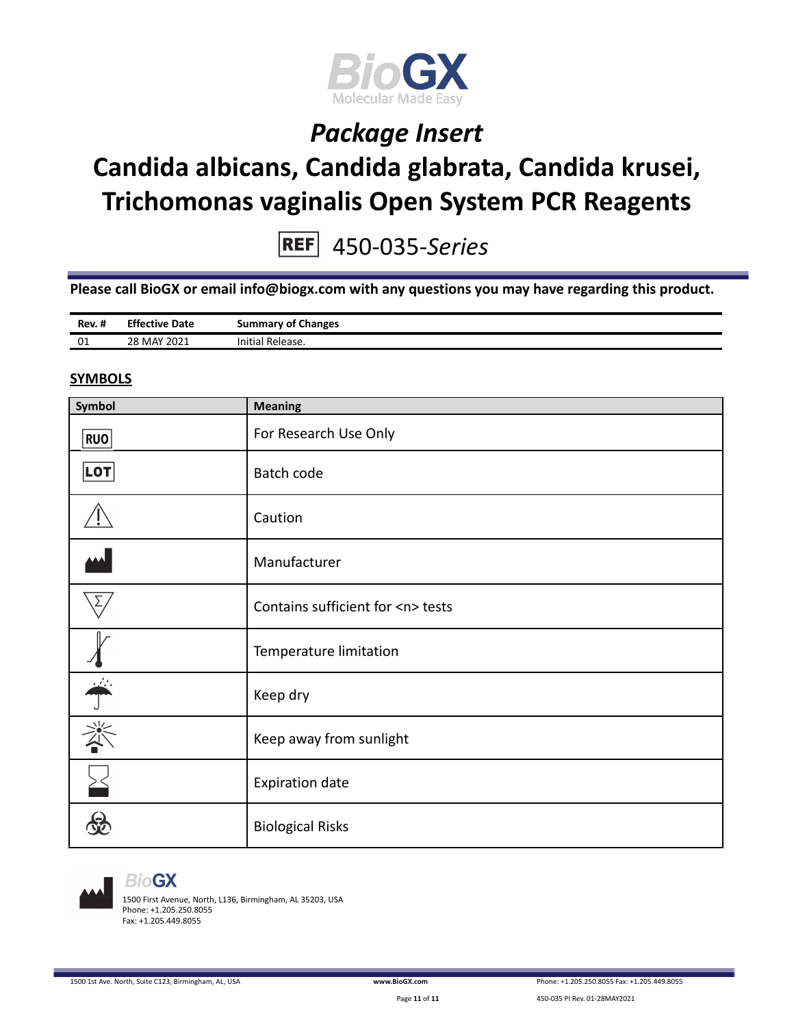BioGX
Molecular Made Easy

# *Package Insert*

# Candida albicans, Candida glabrata, Candida krusei, Trichomonas vaginalis Open System PCR Reagents

REF 450-035-*Series*

**Please call BioGX or email info@biogx.com with any questions you may have regarding this product.**

| Rev. # | Effective Date | Summary of Changes |
|---|---|---|
| 01 | 28 MAY 2021 | Initial Release. |

## SYMBOLS

| Symbol | Meaning |
|---|---|
| RUO | For Research Use Only |
| LOT | Batch code |
| | Caution |
| | Manufacturer |
| | Contains sufficient for <n> tests |
| | Temperature limitation |
| | Keep dry |
| | Keep away from sunlight |
| | Expiration date |
| | Biological Risks |

BioGX
1500 First Avenue, North, L136, Birmingham, AL 35203, USA
Phone: +1.205.250.8055
Fax: +1.205.449.8055